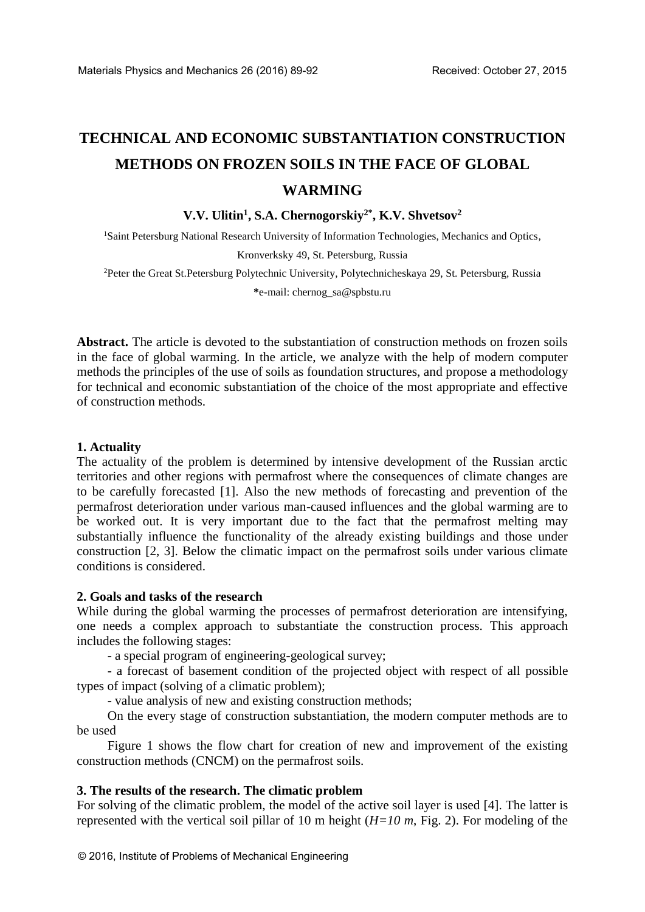# TECHNICAL AND ECONOMIC SUBSTANTIATION CONSTRUCTION METHODS ON FROZEN SOILS IN THE FACE OF GLOBAL WARMING

**V.V. Ulitin[1], S.A. Chernogorskiy[2*], K.V. Shvetsov[2]**

[1]Saint Petersburg National Research University of Information Technologies, Mechanics and Optics, Kronverksky 49, St. Petersburg, Russia

[2]Peter the Great St.Petersburg Polytechnic University, Polytechnicheskaya 29, St. Petersburg, Russia

**\***e-mail: chernog_sa@spbstu.ru

**Abstract.** The article is devoted to the substantiation of construction methods on frozen soils in the face of global warming. In the article, we analyze with the help of modern computer methods the principles of the use of soils as foundation structures, and propose a methodology for technical and economic substantiation of the choice of the most appropriate and effective of construction methods.

## 1. Actuality

The actuality of the problem is determined by intensive development of the Russian arctic territories and other regions with permafrost where the consequences of climate changes are to be carefully forecasted [1]. Also the new methods of forecasting and prevention of the permafrost deterioration under various man-caused influences and the global warming are to be worked out. It is very important due to the fact that the permafrost melting may substantially influence the functionality of the already existing buildings and those under construction [2, 3]. Below the climatic impact on the permafrost soils under various climate conditions is considered.

## 2. Goals and tasks of the research

While during the global warming the processes of permafrost deterioration are intensifying, one needs a complex approach to substantiate the construction process. This approach includes the following stages:

- a special program of engineering-geological survey;
- a forecast of basement condition of the projected object with respect of all possible types of impact (solving of a climatic problem);
- value analysis of new and existing construction methods;

On the every stage of construction substantiation, the modern computer methods are to be used

Figure 1 shows the flow chart for creation of new and improvement of the existing construction methods (CNCM) on the permafrost soils.

## 3. The results of the research. The climatic problem

For solving of the climatic problem, the model of the active soil layer is used [4]. The latter is represented with the vertical soil pillar of 10 m height (*H=10 m*, Fig. 2). For modeling of the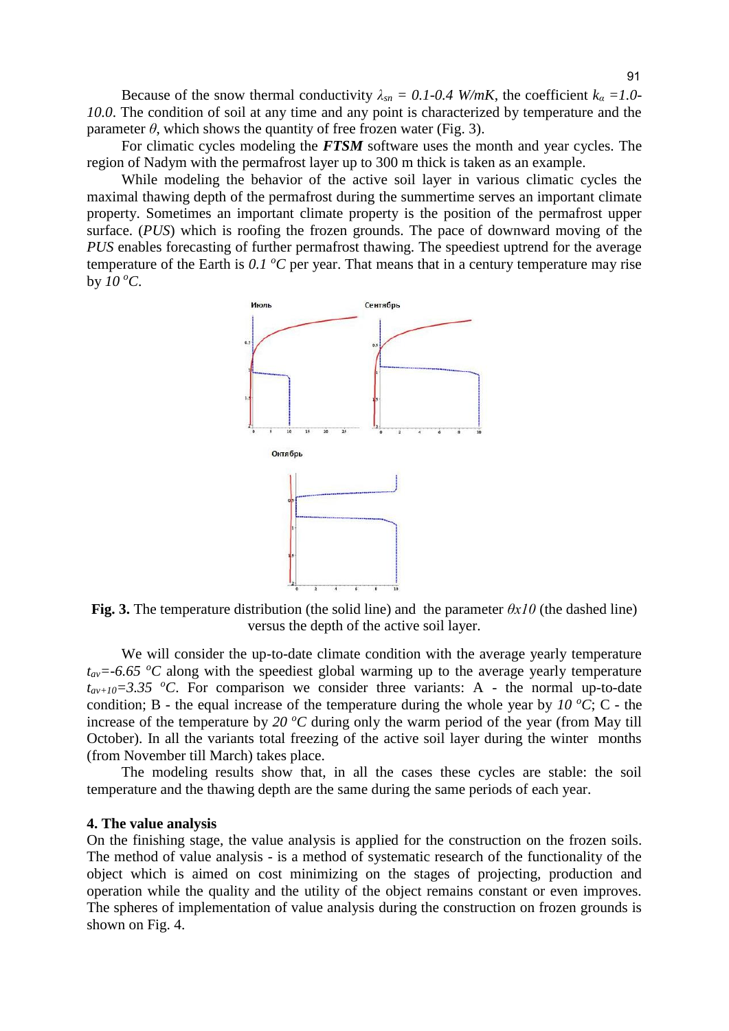Because of the snow thermal conductivity $\lambda_{sn} = 0.1\text{-}0.4\ W/mK$, the coefficient $k_\alpha = 1.0\text{-}10.0$. The condition of soil at any time and any point is characterized by temperature and the parameter $\theta$, which shows the quantity of free frozen water (Fig. 3).

For climatic cycles modeling the ***FTSM*** software uses the month and year cycles. The region of Nadym with the permafrost layer up to 300 m thick is taken as an example.

While modeling the behavior of the active soil layer in various climatic cycles the maximal thawing depth of the permafrost during the summertime serves an important climate property. Sometimes an important climate property is the position of the permafrost upper surface. (*PUS*) which is roofing the frozen grounds. The pace of downward moving of the *PUS* enables forecasting of further permafrost thawing. The speediest uptrend for the average temperature of the Earth is $0.1\ ^oC$ per year. That means that in a century temperature may rise by $10\ ^oC$.

**Fig. 3.** The temperature distribution (the solid line) and the parameter $\theta x10$ (the dashed line) versus the depth of the active soil layer.

We will consider the up-to-date climate condition with the average yearly temperature $t_{av}=-6.65\ ^oC$ along with the speediest global warming up to the average yearly temperature $t_{av+10}=3.35\ ^oC$. For comparison we consider three variants: A - the normal up-to-date condition; B - the equal increase of the temperature during the whole year by $10\ ^oC$; C - the increase of the temperature by $20\ ^oC$ during only the warm period of the year (from May till October). In all the variants total freezing of the active soil layer during the winter months (from November till March) takes place.

The modeling results show that, in all the cases these cycles are stable: the soil temperature and the thawing depth are the same during the same periods of each year.

### 4. The value analysis

On the finishing stage, the value analysis is applied for the construction on the frozen soils. The method of value analysis - is a method of systematic research of the functionality of the object which is aimed on cost minimizing on the stages of projecting, production and operation while the quality and the utility of the object remains constant or even improves. The spheres of implementation of value analysis during the construction on frozen grounds is shown on Fig. 4.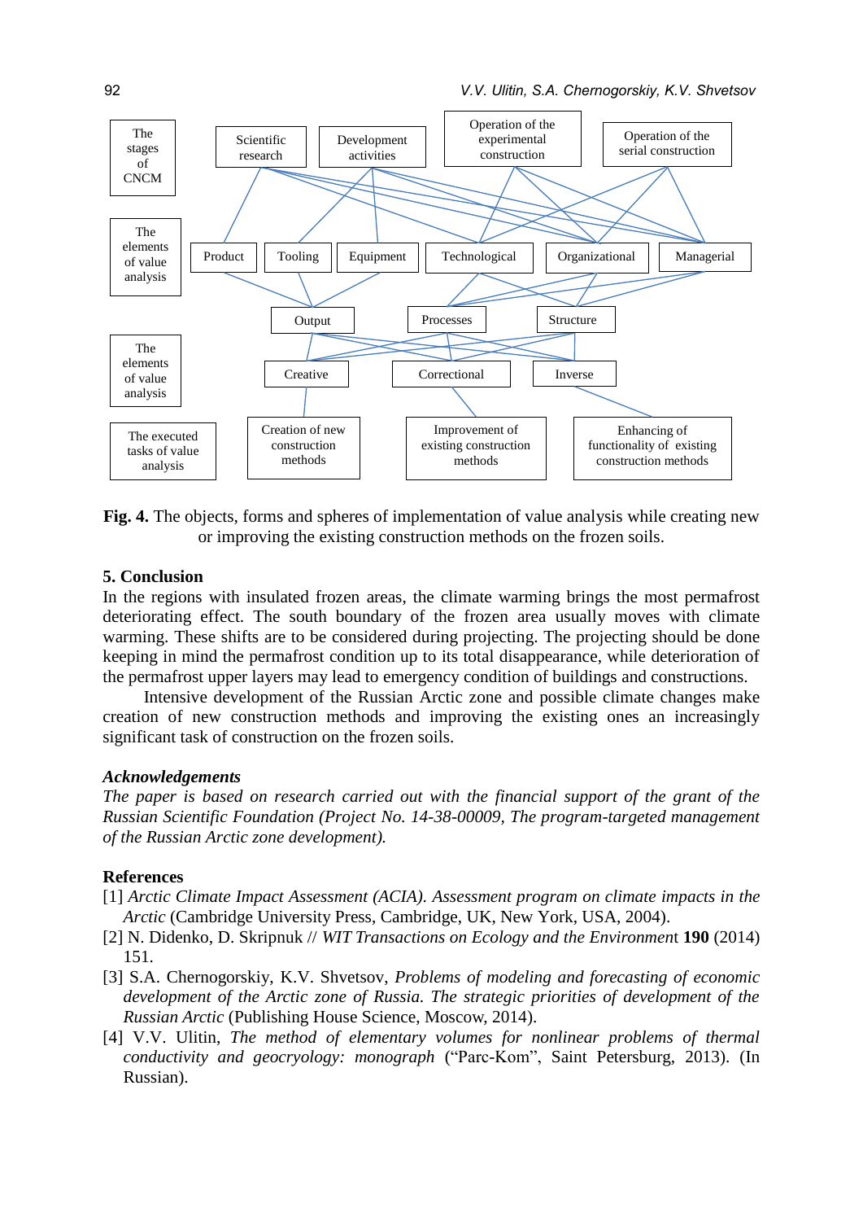The stages of CNCM

Scientific research

Development activities

Operation of the experimental construction

Operation of the serial construction

The elements of value analysis

Product

Tooling

Equipment

Technological

Organizational

Managerial

Output

Processes

Structure

The elements of value analysis

Creative

Correctional

Inverse

The executed tasks of value analysis

Creation of new construction methods

Improvement of existing construction methods

Enhancing of functionality of existing construction methods

**Fig. 4.** The objects, forms and spheres of implementation of value analysis while creating new or improving the existing construction methods on the frozen soils.

## 5. Conclusion

In the regions with insulated frozen areas, the climate warming brings the most permafrost deteriorating effect. The south boundary of the frozen area usually moves with climate warming. These shifts are to be considered during projecting. The projecting should be done keeping in mind the permafrost condition up to its total disappearance, while deterioration of the permafrost upper layers may lead to emergency condition of buildings and constructions.

Intensive development of the Russian Arctic zone and possible climate changes make creation of new construction methods and improving the existing ones an increasingly significant task of construction on the frozen soils.

### *Acknowledgements*

*The paper is based on research carried out with the financial support of the grant of the Russian Scientific Foundation (Project No. 14-38-00009, The program-targeted management of the Russian Arctic zone development).*

## References

[1] *Arctic Climate Impact Assessment (ACIA). Assessment program on climate impacts in the Arctic* (Cambridge University Press, Cambridge, UK, New York, USA, 2004).

[2] N. Didenko, D. Skripnuk // *WIT Transactions on Ecology and the Environment* **190** (2014) 151.

[3] S.A. Chernogorskiy, K.V. Shvetsov, *Problems of modeling and forecasting of economic development of the Arctic zone of Russia. The strategic priorities of development of the Russian Arctic* (Publishing House Science, Moscow, 2014).

[4] V.V. Ulitin, *The method of elementary volumes for nonlinear problems of thermal conductivity and geocryology: monograph* ("Parc-Kom", Saint Petersburg, 2013). (In Russian).